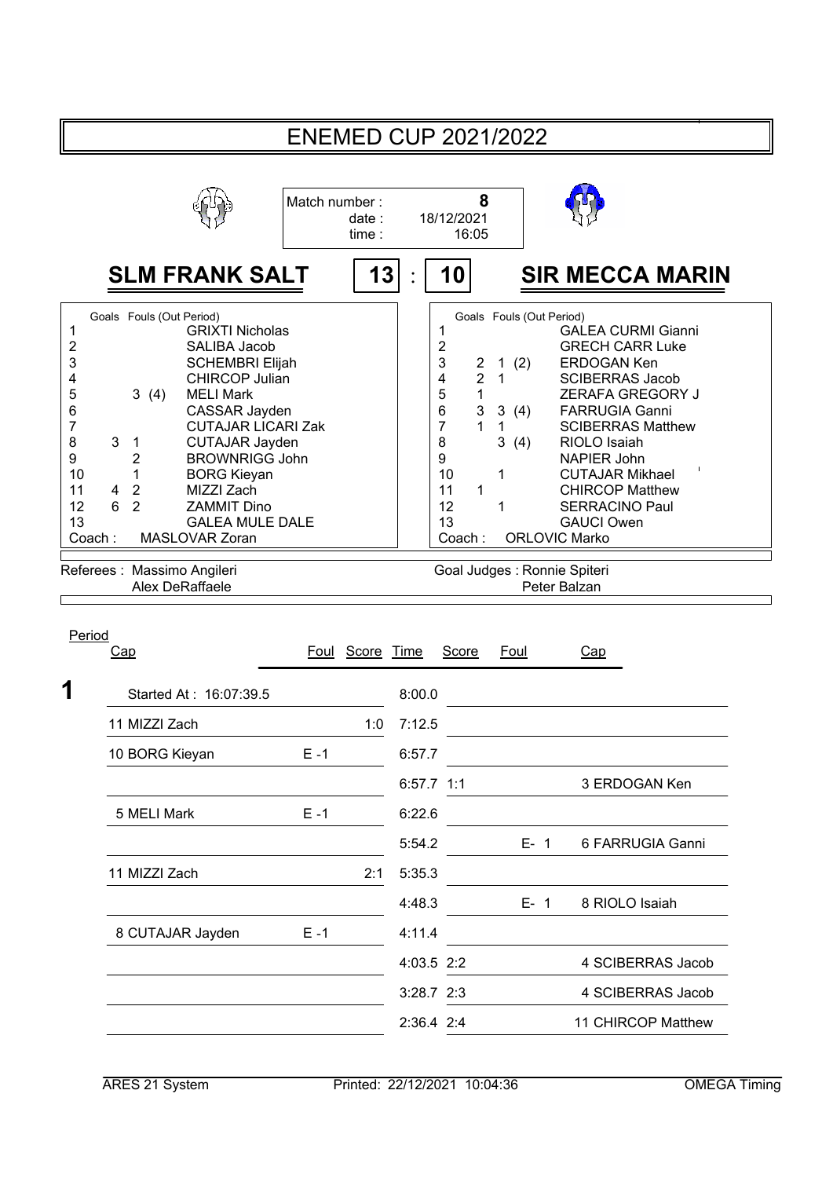# ENEMED CUP 2021/2022

Match number : 8
date : 18/12/2021
time : 16:05

## SLM FRANK SALT 13 : 10 SIR MECCA MARIN

| # | Goals | Fouls (Out Period) | SLM FRANK SALT |
|---|---|---|---|
| 1 | | | GRIXTI Nicholas |
| 2 | | | SALIBA Jacob |
| 3 | | | SCHEMBRI Elijah |
| 4 | | | CHIRCOP Julian |
| 5 | | 3 (4) | MELI Mark |
| 6 | | | CASSAR Jayden |
| 7 | | | CUTAJAR LICARI Zak |
| 8 | 3 | 1 | CUTAJAR Jayden |
| 9 | | 2 | BROWNRIGG John |
| 10 | | 1 | BORG Kieyan |
| 11 | 4 | 2 | MIZZI Zach |
| 12 | 6 | 2 | ZAMMIT Dino |
| 13 | | | GALEA MULE DALE |
| Coach : | | | MASLOVAR Zoran |

| # | Goals | Fouls (Out Period) | SIR MECCA MARIN |
|---|---|---|---|
| 1 | | | GALEA CURMI Gianni |
| 2 | | | GRECH CARR Luke |
| 3 | 2 | 1 (2) | ERDOGAN Ken |
| 4 | 2 | 1 | SCIBERRAS Jacob |
| 5 | 1 | | ZERAFA GREGORY J |
| 6 | 3 | 3 (4) | FARRUGIA Ganni |
| 7 | 1 | 1 | SCIBERRAS Matthew |
| 8 | | 3 (4) | RIOLO Isaiah |
| 9 | | | NAPIER John |
| 10 | | 1 | CUTAJAR Mikhael |
| 11 | 1 | | CHIRCOP Matthew |
| 12 | | 1 | SERRACINO Paul |
| 13 | | | GAUCI Owen |
| Coach : | | | ORLOVIC Marko |

Referees : Massimo Angileri, Alex DeRaffaele

Goal Judges : Ronnie Spiteri, Peter Balzan

| Period | Cap | Foul | Score | Time | Score | Foul | Cap |
|---|---|---|---|---|---|---|---|
| 1 | Started At : 16:07:39.5 | | | 8:00.0 | | | |
| | 11 MIZZI Zach | | 1:0 | 7:12.5 | | | |
| | 10 BORG Kieyan | E -1 | | 6:57.7 | | | |
| | | | | 6:57.7 | 1:1 | | 3 ERDOGAN Ken |
| | 5 MELI Mark | E -1 | | 6:22.6 | | | |
| | | | | 5:54.2 | | E- 1 | 6 FARRUGIA Ganni |
| | 11 MIZZI Zach | | 2:1 | 5:35.3 | | | |
| | | | | 4:48.3 | | E- 1 | 8 RIOLO Isaiah |
| | 8 CUTAJAR Jayden | E -1 | | 4:11.4 | | | |
| | | | | 4:03.5 | 2:2 | | 4 SCIBERRAS Jacob |
| | | | | 3:28.7 | 2:3 | | 4 SCIBERRAS Jacob |
| | | | | 2:36.4 | 2:4 | | 11 CHIRCOP Matthew |

ARES 21 System — Printed: 22/12/2021 10:04:36 — OMEGA Timing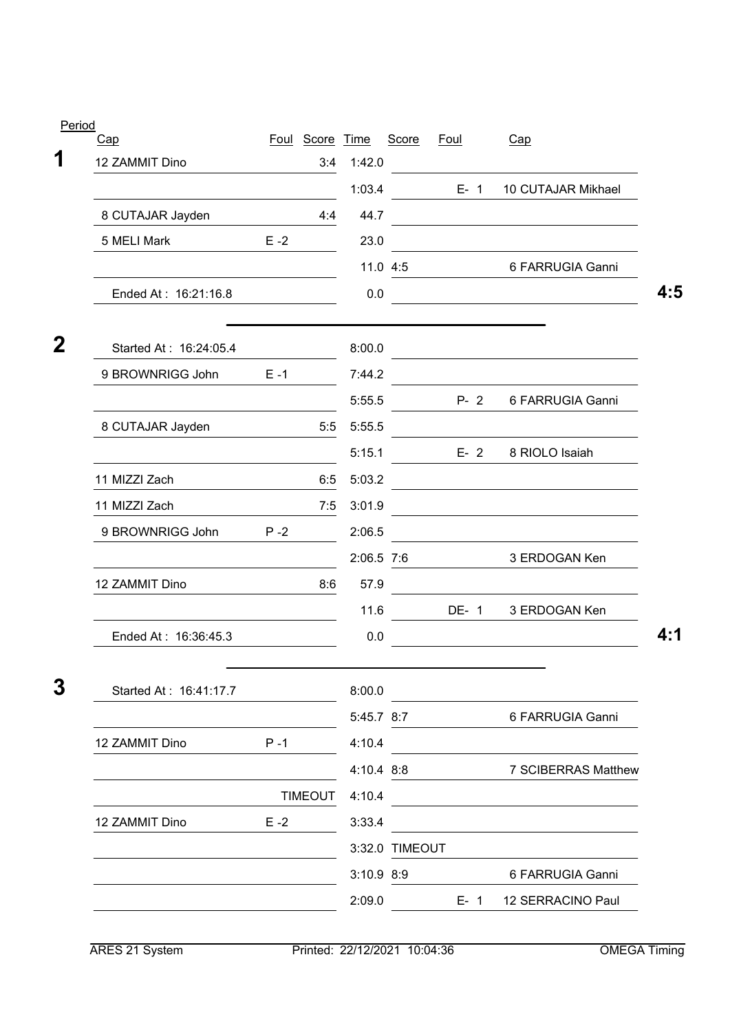| Period | Cap | Foul | Score | Time | Score | Foul | Cap | |
|---|---|---|---|---|---|---|---|---|
| **1** | 12 ZAMMIT Dino | | 3:4 | 1:42.0 | | | | |
| | | | | 1:03.4 | | E- 1 | 10 CUTAJAR Mikhael | |
| | 8 CUTAJAR Jayden | | 4:4 | 44.7 | | | | |
| | 5 MELI Mark | E -2 | | 23.0 | | | | |
| | | | | 11.0 | 4:5 | | 6 FARRUGIA Ganni | |
| | Ended At : 16:21:16.8 | | | 0.0 | | | | **4:5** |
| **2** | Started At : 16:24:05.4 | | | 8:00.0 | | | | |
| | 9 BROWNRIGG John | E -1 | | 7:44.2 | | | | |
| | | | | 5:55.5 | | P- 2 | 6 FARRUGIA Ganni | |
| | 8 CUTAJAR Jayden | | 5:5 | 5:55.5 | | | | |
| | | | | 5:15.1 | | E- 2 | 8 RIOLO Isaiah | |
| | 11 MIZZI Zach | | 6:5 | 5:03.2 | | | | |
| | 11 MIZZI Zach | | 7:5 | 3:01.9 | | | | |
| | 9 BROWNRIGG John | P -2 | | 2:06.5 | | | | |
| | | | | 2:06.5 | 7:6 | | 3 ERDOGAN Ken | |
| | 12 ZAMMIT Dino | | 8:6 | 57.9 | | | | |
| | | | | 11.6 | | DE- 1 | 3 ERDOGAN Ken | |
| | Ended At : 16:36:45.3 | | | 0.0 | | | | **4:1** |
| **3** | Started At : 16:41:17.7 | | | 8:00.0 | | | | |
| | | | | 5:45.7 | 8:7 | | 6 FARRUGIA Ganni | |
| | 12 ZAMMIT Dino | P -1 | | 4:10.4 | | | | |
| | | | | 4:10.4 | 8:8 | | 7 SCIBERRAS Matthew | |
| | | | TIMEOUT | 4:10.4 | | | | |
| | 12 ZAMMIT Dino | E -2 | | 3:33.4 | | | | |
| | | | | 3:32.0 | TIMEOUT | | | |
| | | | | 3:10.9 | 8:9 | | 6 FARRUGIA Ganni | |
| | | | | 2:09.0 | | E- 1 | 12 SERRACINO Paul | |

ARES 21 System — Printed: 22/12/2021 10:04:36 — OMEGA Timing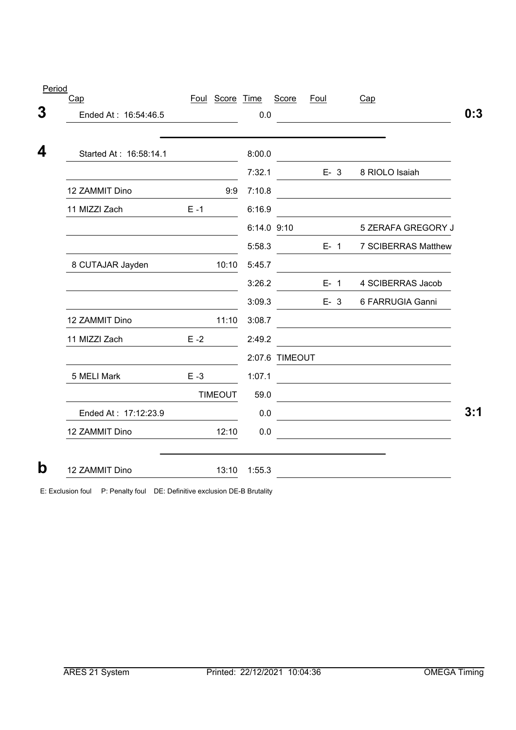| Period | Cap | Foul | Score | Time | Score | Foul | Cap | |
|---|---|---|---|---|---|---|---|---|
| 3 | Ended At : 16:54:46.5 | | | 0.0 | | | | 0:3 |
| 4 | Started At : 16:58:14.1 | | | 8:00.0 | | | | |
| | | | | 7:32.1 | | E- 3 | 8 RIOLO Isaiah | |
| | 12 ZAMMIT Dino | | 9:9 | 7:10.8 | | | | |
| | 11 MIZZI Zach | E -1 | | 6:16.9 | | | | |
| | | | | 6:14.0 | 9:10 | | 5 ZERAFA GREGORY J | |
| | | | | 5:58.3 | | E- 1 | 7 SCIBERRAS Matthew | |
| | 8 CUTAJAR Jayden | | 10:10 | 5:45.7 | | | | |
| | | | | 3:26.2 | | E- 1 | 4 SCIBERRAS Jacob | |
| | | | | 3:09.3 | | E- 3 | 6 FARRUGIA Ganni | |
| | 12 ZAMMIT Dino | | 11:10 | 3:08.7 | | | | |
| | 11 MIZZI Zach | E -2 | | 2:49.2 | | | | |
| | | | | 2:07.6 | TIMEOUT | | | |
| | 5 MELI Mark | E -3 | | 1:07.1 | | | | |
| | | | TIMEOUT | 59.0 | | | | |
| | Ended At : 17:12:23.9 | | | 0.0 | | | | 3:1 |
| | 12 ZAMMIT Dino | | 12:10 | 0.0 | | | | |
| b | 12 ZAMMIT Dino | | 13:10 | 1:55.3 | | | | |

E: Exclusion foul P: Penalty foul DE: Definitive exclusion DE-B Brutality